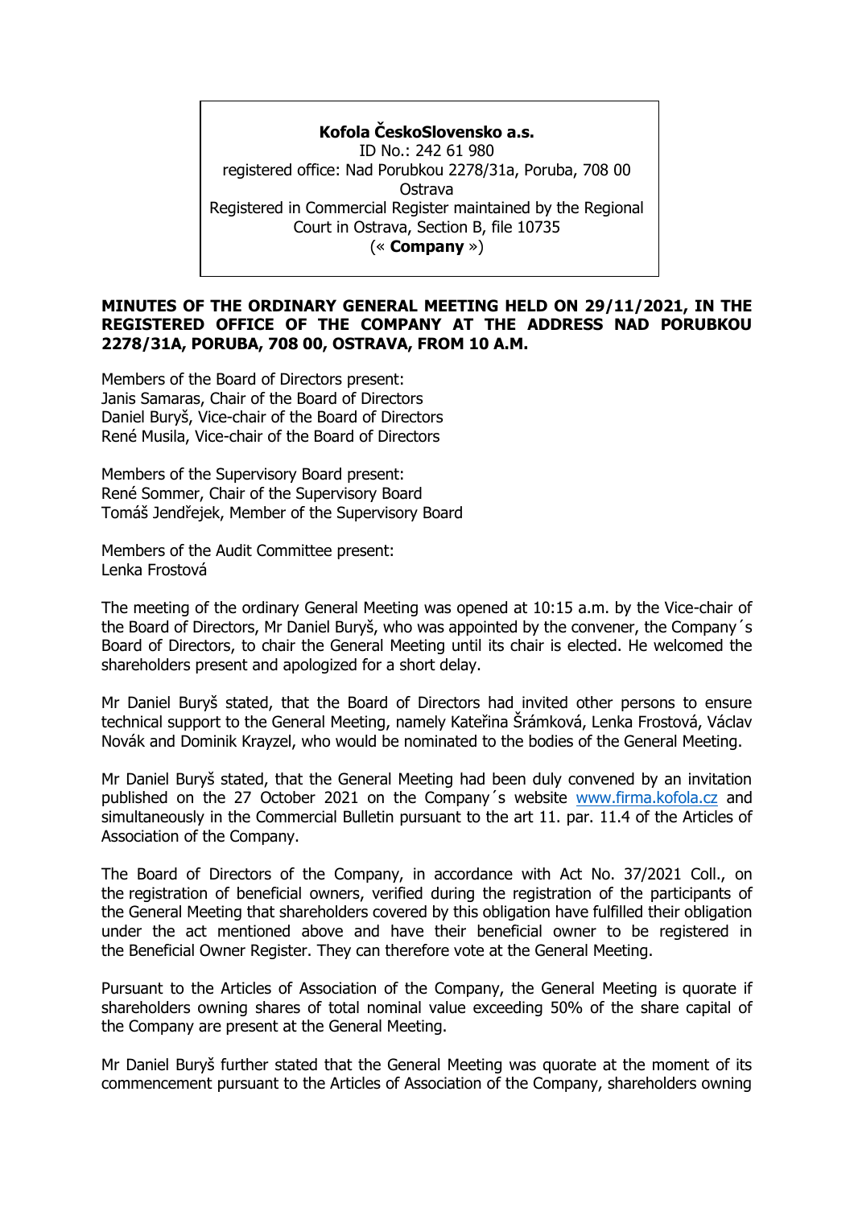**Kofola ČeskoSlovensko a.s.**
ID No.: 242 61 980
registered office: Nad Porubkou 2278/31a, Poruba, 708 00 Ostrava
Registered in Commercial Register maintained by the Regional Court in Ostrava, Section B, file 10735
(« **Company** »)

**MINUTES OF THE ORDINARY GENERAL MEETING HELD ON 29/11/2021, IN THE REGISTERED OFFICE OF THE COMPANY AT THE ADDRESS NAD PORUBKOU 2278/31A, PORUBA, 708 00, OSTRAVA, FROM 10 A.M.**

Members of the Board of Directors present:
Janis Samaras, Chair of the Board of Directors
Daniel Buryš, Vice-chair of the Board of Directors
René Musila, Vice-chair of the Board of Directors

Members of the Supervisory Board present:
René Sommer, Chair of the Supervisory Board
Tomáš Jendřejek, Member of the Supervisory Board

Members of the Audit Committee present:
Lenka Frostová

The meeting of the ordinary General Meeting was opened at 10:15 a.m. by the Vice-chair of the Board of Directors, Mr Daniel Buryš, who was appointed by the convener, the Company´s Board of Directors, to chair the General Meeting until its chair is elected. He welcomed the shareholders present and apologized for a short delay.

Mr Daniel Buryš stated, that the Board of Directors had invited other persons to ensure technical support to the General Meeting, namely Kateřina Šrámková, Lenka Frostová, Václav Novák and Dominik Krayzel, who would be nominated to the bodies of the General Meeting.

Mr Daniel Buryš stated, that the General Meeting had been duly convened by an invitation published on the 27 October 2021 on the Company´s website www.firma.kofola.cz and simultaneously in the Commercial Bulletin pursuant to the art 11. par. 11.4 of the Articles of Association of the Company.

The Board of Directors of the Company, in accordance with Act No. 37/2021 Coll., on the registration of beneficial owners, verified during the registration of the participants of the General Meeting that shareholders covered by this obligation have fulfilled their obligation under the act mentioned above and have their beneficial owner to be registered in the Beneficial Owner Register. They can therefore vote at the General Meeting.

Pursuant to the Articles of Association of the Company, the General Meeting is quorate if shareholders owning shares of total nominal value exceeding 50% of the share capital of the Company are present at the General Meeting.

Mr Daniel Buryš further stated that the General Meeting was quorate at the moment of its commencement pursuant to the Articles of Association of the Company, shareholders owning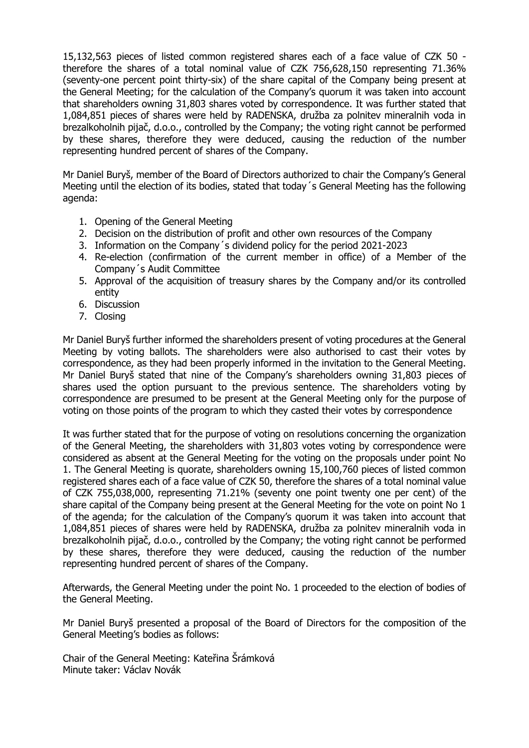15,132,563 pieces of listed common registered shares each of a face value of CZK 50 - therefore the shares of a total nominal value of CZK 756,628,150 representing 71.36% (seventy-one percent point thirty-six) of the share capital of the Company being present at the General Meeting; for the calculation of the Company's quorum it was taken into account that shareholders owning 31,803 shares voted by correspondence. It was further stated that 1,084,851 pieces of shares were held by RADENSKA, družba za polnitev mineralnih voda in brezalkoholnih pijač, d.o.o., controlled by the Company; the voting right cannot be performed by these shares, therefore they were deduced, causing the reduction of the number representing hundred percent of shares of the Company.

Mr Daniel Buryš, member of the Board of Directors authorized to chair the Company's General Meeting until the election of its bodies, stated that today´s General Meeting has the following agenda:

1. Opening of the General Meeting
2. Decision on the distribution of profit and other own resources of the Company
3. Information on the Company´s dividend policy for the period 2021-2023
4. Re-election (confirmation of the current member in office) of a Member of the Company´s Audit Committee
5. Approval of the acquisition of treasury shares by the Company and/or its controlled entity
6. Discussion
7. Closing

Mr Daniel Buryš further informed the shareholders present of voting procedures at the General Meeting by voting ballots. The shareholders were also authorised to cast their votes by correspondence, as they had been properly informed in the invitation to the General Meeting. Mr Daniel Buryš stated that nine of the Company's shareholders owning 31,803 pieces of shares used the option pursuant to the previous sentence. The shareholders voting by correspondence are presumed to be present at the General Meeting only for the purpose of voting on those points of the program to which they casted their votes by correspondence

It was further stated that for the purpose of voting on resolutions concerning the organization of the General Meeting, the shareholders with 31,803 votes voting by correspondence were considered as absent at the General Meeting for the voting on the proposals under point No 1. The General Meeting is quorate, shareholders owning 15,100,760 pieces of listed common registered shares each of a face value of CZK 50, therefore the shares of a total nominal value of CZK 755,038,000, representing 71.21% (seventy one point twenty one per cent) of the share capital of the Company being present at the General Meeting for the vote on point No 1 of the agenda; for the calculation of the Company's quorum it was taken into account that 1,084,851 pieces of shares were held by RADENSKA, družba za polnitev mineralnih voda in brezalkoholnih pijač, d.o.o., controlled by the Company; the voting right cannot be performed by these shares, therefore they were deduced, causing the reduction of the number representing hundred percent of shares of the Company.

Afterwards, the General Meeting under the point No. 1 proceeded to the election of bodies of the General Meeting.

Mr Daniel Buryš presented a proposal of the Board of Directors for the composition of the General Meeting's bodies as follows:

Chair of the General Meeting: Kateřina Šrámková
Minute taker: Václav Novák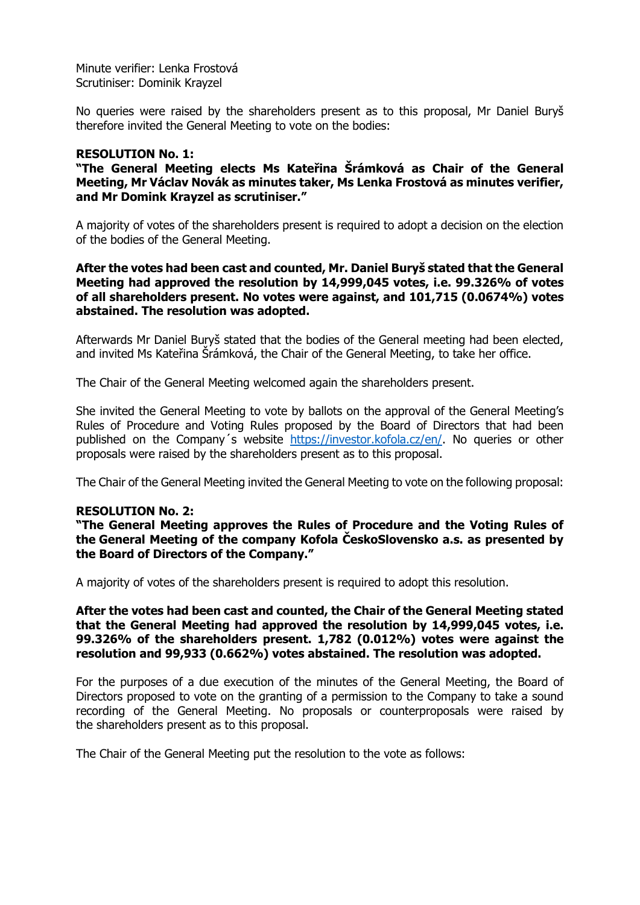Minute verifier: Lenka Frostová
Scrutiniser: Dominik Krayzel

No queries were raised by the shareholders present as to this proposal, Mr Daniel Buryš therefore invited the General Meeting to vote on the bodies:

**RESOLUTION No. 1:**
**"The General Meeting elects Ms Kateřina Šrámková as Chair of the General Meeting, Mr Václav Novák as minutes taker, Ms Lenka Frostová as minutes verifier, and Mr Domink Krayzel as scrutiniser."**

A majority of votes of the shareholders present is required to adopt a decision on the election of the bodies of the General Meeting.

**After the votes had been cast and counted, Mr. Daniel Buryš stated that the General Meeting had approved the resolution by 14,999,045 votes, i.e. 99.326% of votes of all shareholders present. No votes were against, and 101,715 (0.0674%) votes abstained. The resolution was adopted.**

Afterwards Mr Daniel Buryš stated that the bodies of the General meeting had been elected, and invited Ms Kateřina Šrámková, the Chair of the General Meeting, to take her office.

The Chair of the General Meeting welcomed again the shareholders present.

She invited the General Meeting to vote by ballots on the approval of the General Meeting's Rules of Procedure and Voting Rules proposed by the Board of Directors that had been published on the Company´s website https://investor.kofola.cz/en/. No queries or other proposals were raised by the shareholders present as to this proposal.

The Chair of the General Meeting invited the General Meeting to vote on the following proposal:

**RESOLUTION No. 2:**
**"The General Meeting approves the Rules of Procedure and the Voting Rules of the General Meeting of the company Kofola ČeskoSlovensko a.s. as presented by the Board of Directors of the Company."**

A majority of votes of the shareholders present is required to adopt this resolution.

**After the votes had been cast and counted, the Chair of the General Meeting stated that the General Meeting had approved the resolution by 14,999,045 votes, i.e. 99.326% of the shareholders present. 1,782 (0.012%) votes were against the resolution and 99,933 (0.662%) votes abstained. The resolution was adopted.**

For the purposes of a due execution of the minutes of the General Meeting, the Board of Directors proposed to vote on the granting of a permission to the Company to take a sound recording of the General Meeting. No proposals or counterproposals were raised by the shareholders present as to this proposal.

The Chair of the General Meeting put the resolution to the vote as follows: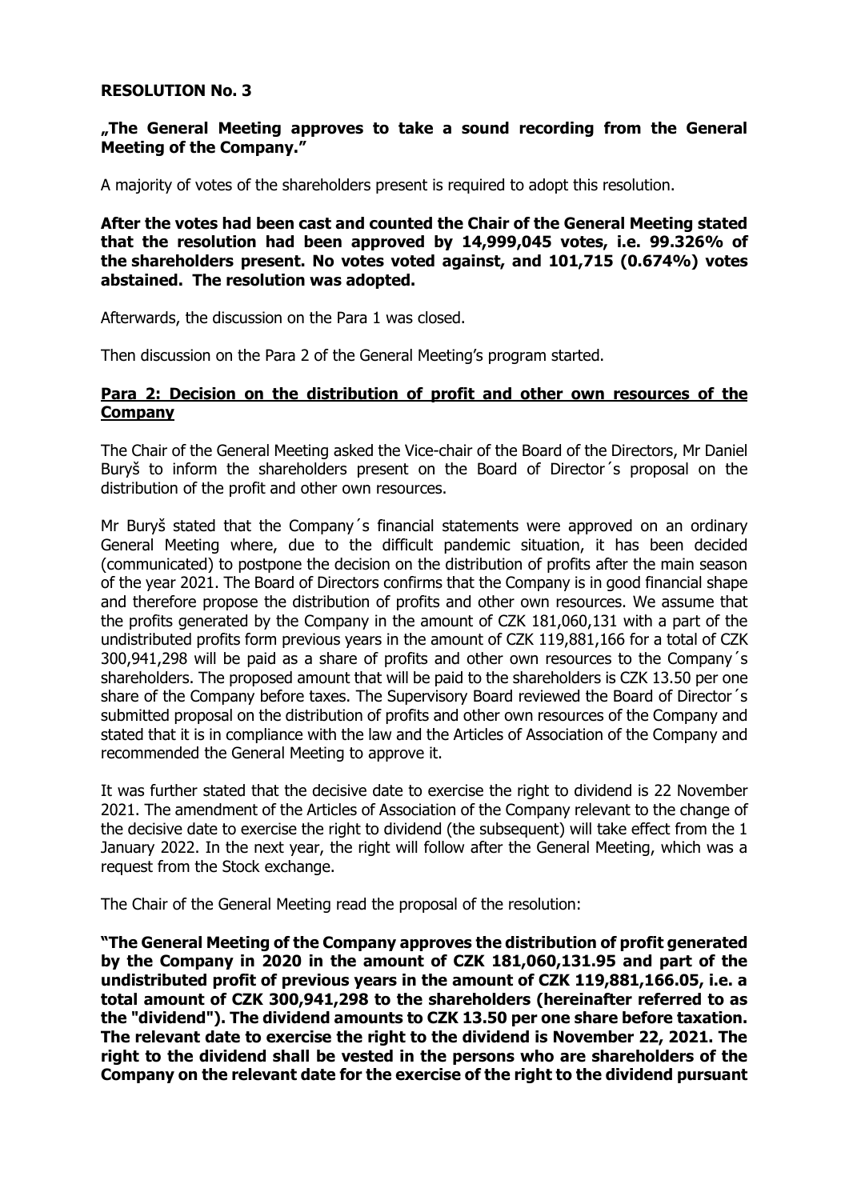**RESOLUTION No. 3**

**„The General Meeting approves to take a sound recording from the General Meeting of the Company."**

A majority of votes of the shareholders present is required to adopt this resolution.

**After the votes had been cast and counted the Chair of the General Meeting stated that the resolution had been approved by 14,999,045 votes, i.e. 99.326% of the shareholders present. No votes voted against, and 101,715 (0.674%) votes abstained. The resolution was adopted.**

Afterwards, the discussion on the Para 1 was closed.

Then discussion on the Para 2 of the General Meeting's program started.

**Para 2: Decision on the distribution of profit and other own resources of the Company**

The Chair of the General Meeting asked the Vice-chair of the Board of the Directors, Mr Daniel Buryš to inform the shareholders present on the Board of Director´s proposal on the distribution of the profit and other own resources.

Mr Buryš stated that the Company´s financial statements were approved on an ordinary General Meeting where, due to the difficult pandemic situation, it has been decided (communicated) to postpone the decision on the distribution of profits after the main season of the year 2021. The Board of Directors confirms that the Company is in good financial shape and therefore propose the distribution of profits and other own resources. We assume that the profits generated by the Company in the amount of CZK 181,060,131 with a part of the undistributed profits form previous years in the amount of CZK 119,881,166 for a total of CZK 300,941,298 will be paid as a share of profits and other own resources to the Company´s shareholders. The proposed amount that will be paid to the shareholders is CZK 13.50 per one share of the Company before taxes. The Supervisory Board reviewed the Board of Director´s submitted proposal on the distribution of profits and other own resources of the Company and stated that it is in compliance with the law and the Articles of Association of the Company and recommended the General Meeting to approve it.

It was further stated that the decisive date to exercise the right to dividend is 22 November 2021. The amendment of the Articles of Association of the Company relevant to the change of the decisive date to exercise the right to dividend (the subsequent) will take effect from the 1 January 2022. In the next year, the right will follow after the General Meeting, which was a request from the Stock exchange.

The Chair of the General Meeting read the proposal of the resolution:

**"The General Meeting of the Company approves the distribution of profit generated by the Company in 2020 in the amount of CZK 181,060,131.95 and part of the undistributed profit of previous years in the amount of CZK 119,881,166.05, i.e. a total amount of CZK 300,941,298 to the shareholders (hereinafter referred to as the "dividend"). The dividend amounts to CZK 13.50 per one share before taxation. The relevant date to exercise the right to the dividend is November 22, 2021. The right to the dividend shall be vested in the persons who are shareholders of the Company on the relevant date for the exercise of the right to the dividend pursuant**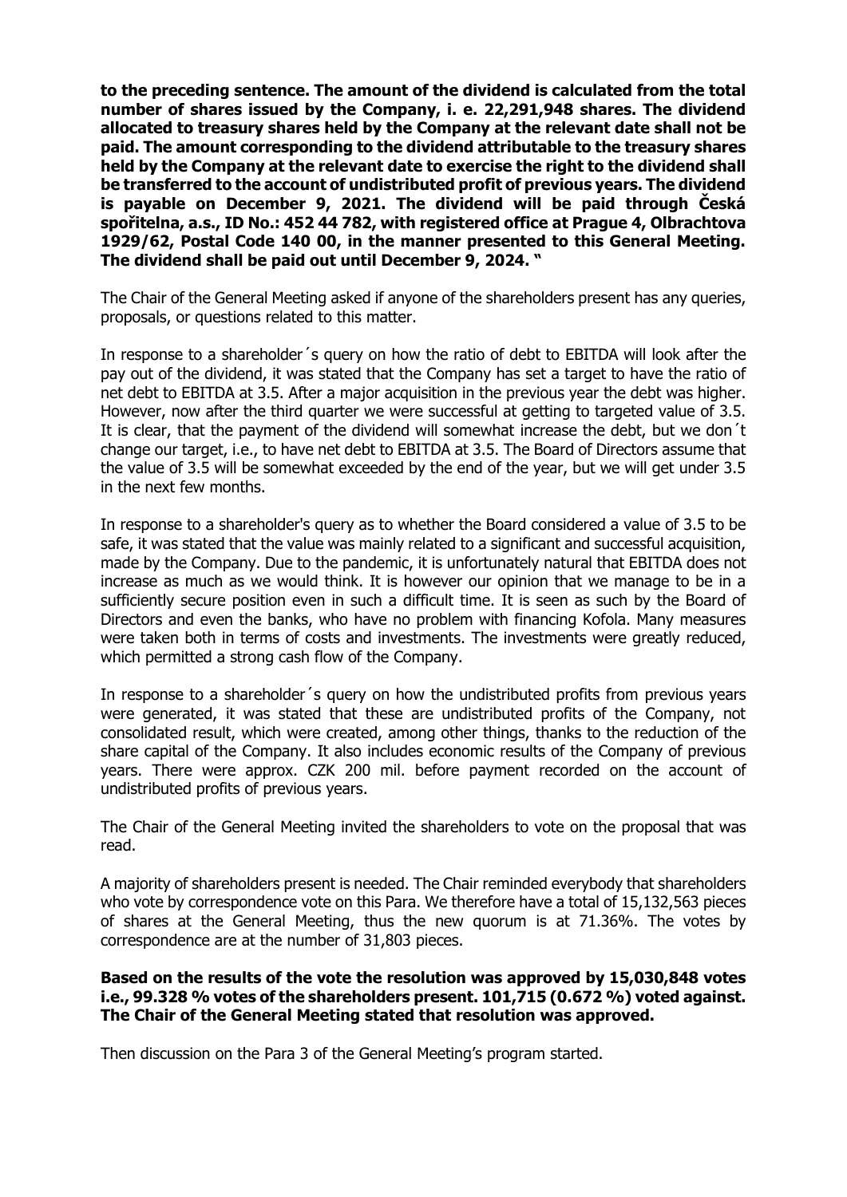**to the preceding sentence. The amount of the dividend is calculated from the total number of shares issued by the Company, i. e. 22,291,948 shares. The dividend allocated to treasury shares held by the Company at the relevant date shall not be paid. The amount corresponding to the dividend attributable to the treasury shares held by the Company at the relevant date to exercise the right to the dividend shall be transferred to the account of undistributed profit of previous years. The dividend is payable on December 9, 2021. The dividend will be paid through Česká spořitelna, a.s., ID No.: 452 44 782, with registered office at Prague 4, Olbrachtova 1929/62, Postal Code 140 00, in the manner presented to this General Meeting. The dividend shall be paid out until December 9, 2024. "**

The Chair of the General Meeting asked if anyone of the shareholders present has any queries, proposals, or questions related to this matter.

In response to a shareholder´s query on how the ratio of debt to EBITDA will look after the pay out of the dividend, it was stated that the Company has set a target to have the ratio of net debt to EBITDA at 3.5. After a major acquisition in the previous year the debt was higher. However, now after the third quarter we were successful at getting to targeted value of 3.5. It is clear, that the payment of the dividend will somewhat increase the debt, but we don´t change our target, i.e., to have net debt to EBITDA at 3.5. The Board of Directors assume that the value of 3.5 will be somewhat exceeded by the end of the year, but we will get under 3.5 in the next few months.

In response to a shareholder's query as to whether the Board considered a value of 3.5 to be safe, it was stated that the value was mainly related to a significant and successful acquisition, made by the Company. Due to the pandemic, it is unfortunately natural that EBITDA does not increase as much as we would think. It is however our opinion that we manage to be in a sufficiently secure position even in such a difficult time. It is seen as such by the Board of Directors and even the banks, who have no problem with financing Kofola. Many measures were taken both in terms of costs and investments. The investments were greatly reduced, which permitted a strong cash flow of the Company.

In response to a shareholder´s query on how the undistributed profits from previous years were generated, it was stated that these are undistributed profits of the Company, not consolidated result, which were created, among other things, thanks to the reduction of the share capital of the Company. It also includes economic results of the Company of previous years. There were approx. CZK 200 mil. before payment recorded on the account of undistributed profits of previous years.

The Chair of the General Meeting invited the shareholders to vote on the proposal that was read.

A majority of shareholders present is needed. The Chair reminded everybody that shareholders who vote by correspondence vote on this Para. We therefore have a total of 15,132,563 pieces of shares at the General Meeting, thus the new quorum is at 71.36%. The votes by correspondence are at the number of 31,803 pieces.

**Based on the results of the vote the resolution was approved by 15,030,848 votes i.e., 99.328 % votes of the shareholders present. 101,715 (0.672 %) voted against. The Chair of the General Meeting stated that resolution was approved.**

Then discussion on the Para 3 of the General Meeting's program started.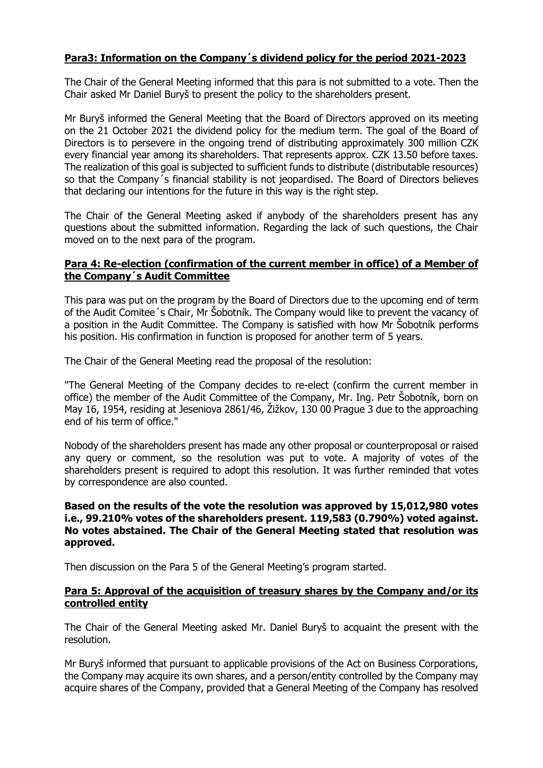**Para3: Information on the Company´s dividend policy for the period 2021-2023**

The Chair of the General Meeting informed that this para is not submitted to a vote. Then the Chair asked Mr Daniel Buryš to present the policy to the shareholders present.

Mr Buryš informed the General Meeting that the Board of Directors approved on its meeting on the 21 October 2021 the dividend policy for the medium term. The goal of the Board of Directors is to persevere in the ongoing trend of distributing approximately 300 million CZK every financial year among its shareholders. That represents approx. CZK 13.50 before taxes. The realization of this goal is subjected to sufficient funds to distribute (distributable resources) so that the Company´s financial stability is not jeopardised. The Board of Directors believes that declaring our intentions for the future in this way is the right step.

The Chair of the General Meeting asked if anybody of the shareholders present has any questions about the submitted information. Regarding the lack of such questions, the Chair moved on to the next para of the program.

**Para 4: Re-election (confirmation of the current member in office) of a Member of the Company´s Audit Committee**

This para was put on the program by the Board of Directors due to the upcoming end of term of the Audit Comitee´s Chair, Mr Šobotník. The Company would like to prevent the vacancy of a position in the Audit Committee. The Company is satisfied with how Mr Šobotník performs his position. His confirmation in function is proposed for another term of 5 years.

The Chair of the General Meeting read the proposal of the resolution:

"The General Meeting of the Company decides to re-elect (confirm the current member in office) the member of the Audit Committee of the Company, Mr. Ing. Petr Šobotník, born on May 16, 1954, residing at Jeseniova 2861/46, Žižkov, 130 00 Prague 3 due to the approaching end of his term of office."

Nobody of the shareholders present has made any other proposal or counterproposal or raised any query or comment, so the resolution was put to vote. A majority of votes of the shareholders present is required to adopt this resolution. It was further reminded that votes by correspondence are also counted.

**Based on the results of the vote the resolution was approved by 15,012,980 votes i.e., 99.210% votes of the shareholders present. 119,583 (0.790%) voted against. No votes abstained. The Chair of the General Meeting stated that resolution was approved.**

Then discussion on the Para 5 of the General Meeting's program started.

**Para 5: Approval of the acquisition of treasury shares by the Company and/or its controlled entity**

The Chair of the General Meeting asked Mr. Daniel Buryš to acquaint the present with the resolution.

Mr Buryš informed that pursuant to applicable provisions of the Act on Business Corporations, the Company may acquire its own shares, and a person/entity controlled by the Company may acquire shares of the Company, provided that a General Meeting of the Company has resolved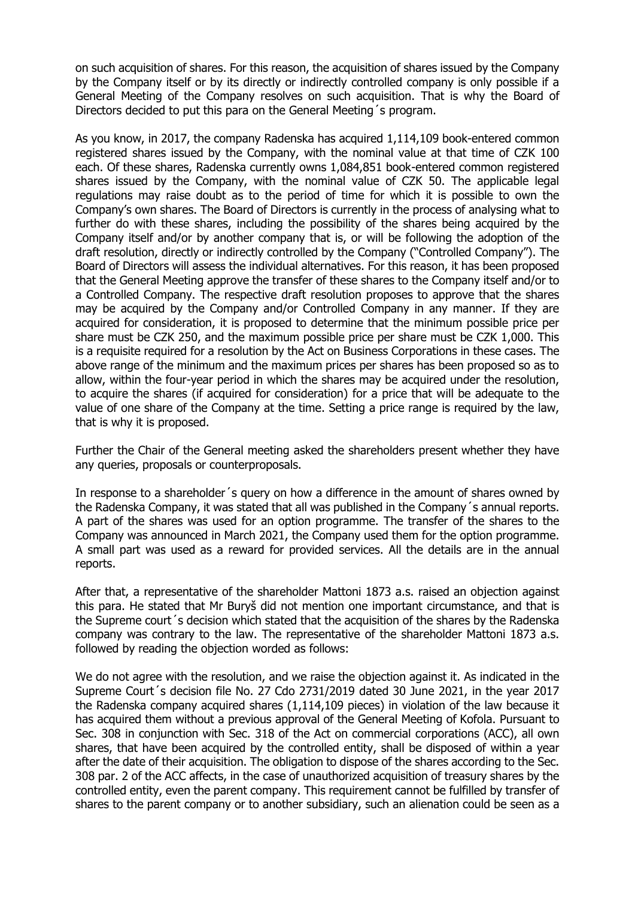on such acquisition of shares. For this reason, the acquisition of shares issued by the Company by the Company itself or by its directly or indirectly controlled company is only possible if a General Meeting of the Company resolves on such acquisition. That is why the Board of Directors decided to put this para on the General Meeting´s program.

As you know, in 2017, the company Radenska has acquired 1,114,109 book-entered common registered shares issued by the Company, with the nominal value at that time of CZK 100 each. Of these shares, Radenska currently owns 1,084,851 book-entered common registered shares issued by the Company, with the nominal value of CZK 50. The applicable legal regulations may raise doubt as to the period of time for which it is possible to own the Company's own shares. The Board of Directors is currently in the process of analysing what to further do with these shares, including the possibility of the shares being acquired by the Company itself and/or by another company that is, or will be following the adoption of the draft resolution, directly or indirectly controlled by the Company ("Controlled Company"). The Board of Directors will assess the individual alternatives. For this reason, it has been proposed that the General Meeting approve the transfer of these shares to the Company itself and/or to a Controlled Company. The respective draft resolution proposes to approve that the shares may be acquired by the Company and/or Controlled Company in any manner. If they are acquired for consideration, it is proposed to determine that the minimum possible price per share must be CZK 250, and the maximum possible price per share must be CZK 1,000. This is a requisite required for a resolution by the Act on Business Corporations in these cases. The above range of the minimum and the maximum prices per shares has been proposed so as to allow, within the four-year period in which the shares may be acquired under the resolution, to acquire the shares (if acquired for consideration) for a price that will be adequate to the value of one share of the Company at the time. Setting a price range is required by the law, that is why it is proposed.

Further the Chair of the General meeting asked the shareholders present whether they have any queries, proposals or counterproposals.

In response to a shareholder´s query on how a difference in the amount of shares owned by the Radenska Company, it was stated that all was published in the Company´s annual reports. A part of the shares was used for an option programme. The transfer of the shares to the Company was announced in March 2021, the Company used them for the option programme. A small part was used as a reward for provided services. All the details are in the annual reports.

After that, a representative of the shareholder Mattoni 1873 a.s. raised an objection against this para. He stated that Mr Buryš did not mention one important circumstance, and that is the Supreme court´s decision which stated that the acquisition of the shares by the Radenska company was contrary to the law. The representative of the shareholder Mattoni 1873 a.s. followed by reading the objection worded as follows:

We do not agree with the resolution, and we raise the objection against it. As indicated in the Supreme Court´s decision file No. 27 Cdo 2731/2019 dated 30 June 2021, in the year 2017 the Radenska company acquired shares (1,114,109 pieces) in violation of the law because it has acquired them without a previous approval of the General Meeting of Kofola. Pursuant to Sec. 308 in conjunction with Sec. 318 of the Act on commercial corporations (ACC), all own shares, that have been acquired by the controlled entity, shall be disposed of within a year after the date of their acquisition. The obligation to dispose of the shares according to the Sec. 308 par. 2 of the ACC affects, in the case of unauthorized acquisition of treasury shares by the controlled entity, even the parent company. This requirement cannot be fulfilled by transfer of shares to the parent company or to another subsidiary, such an alienation could be seen as a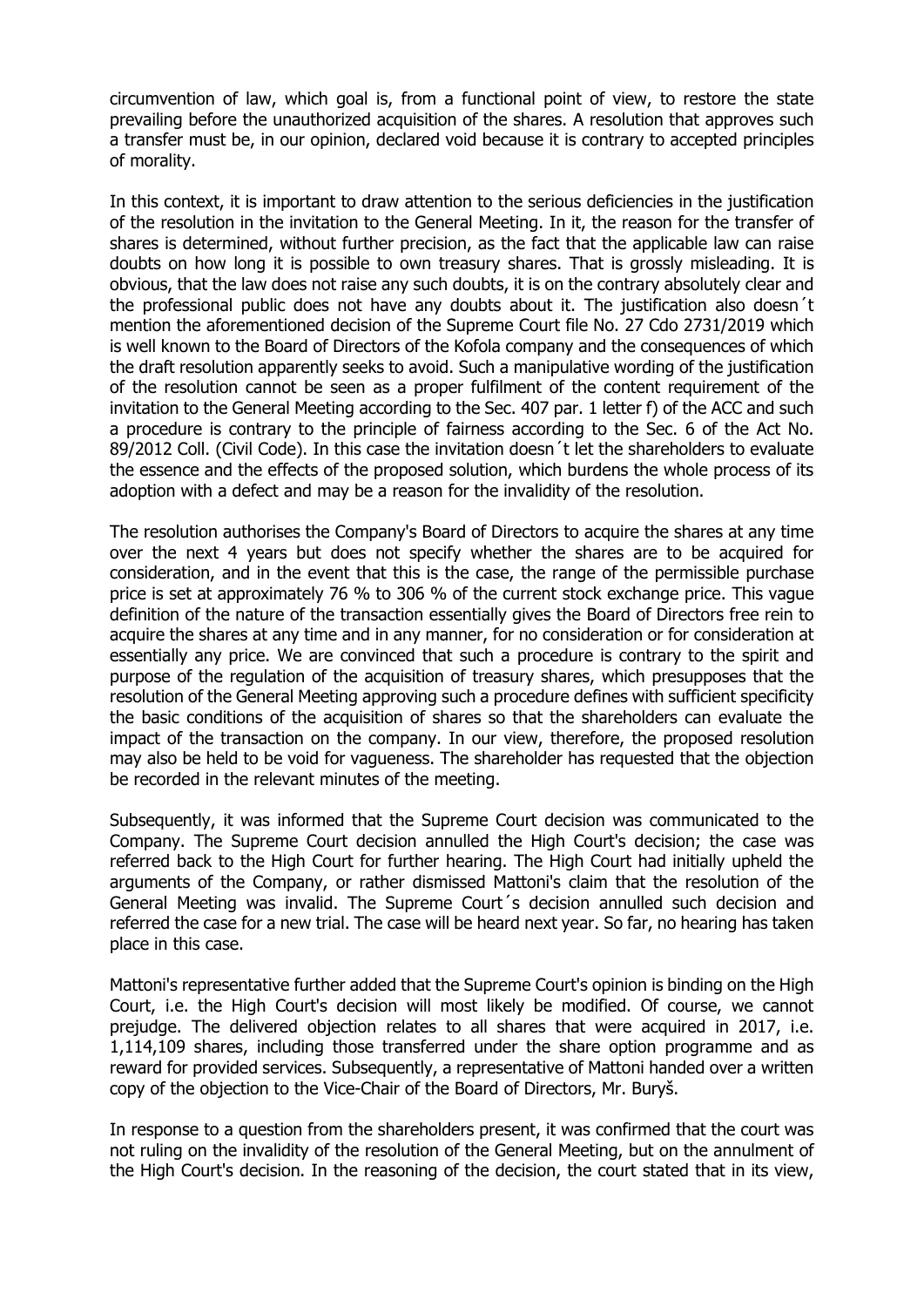circumvention of law, which goal is, from a functional point of view, to restore the state prevailing before the unauthorized acquisition of the shares. A resolution that approves such a transfer must be, in our opinion, declared void because it is contrary to accepted principles of morality.

In this context, it is important to draw attention to the serious deficiencies in the justification of the resolution in the invitation to the General Meeting. In it, the reason for the transfer of shares is determined, without further precision, as the fact that the applicable law can raise doubts on how long it is possible to own treasury shares. That is grossly misleading. It is obvious, that the law does not raise any such doubts, it is on the contrary absolutely clear and the professional public does not have any doubts about it. The justification also doesn´t mention the aforementioned decision of the Supreme Court file No. 27 Cdo 2731/2019 which is well known to the Board of Directors of the Kofola company and the consequences of which the draft resolution apparently seeks to avoid. Such a manipulative wording of the justification of the resolution cannot be seen as a proper fulfilment of the content requirement of the invitation to the General Meeting according to the Sec. 407 par. 1 letter f) of the ACC and such a procedure is contrary to the principle of fairness according to the Sec. 6 of the Act No. 89/2012 Coll. (Civil Code). In this case the invitation doesn´t let the shareholders to evaluate the essence and the effects of the proposed solution, which burdens the whole process of its adoption with a defect and may be a reason for the invalidity of the resolution.

The resolution authorises the Company's Board of Directors to acquire the shares at any time over the next 4 years but does not specify whether the shares are to be acquired for consideration, and in the event that this is the case, the range of the permissible purchase price is set at approximately 76 % to 306 % of the current stock exchange price. This vague definition of the nature of the transaction essentially gives the Board of Directors free rein to acquire the shares at any time and in any manner, for no consideration or for consideration at essentially any price. We are convinced that such a procedure is contrary to the spirit and purpose of the regulation of the acquisition of treasury shares, which presupposes that the resolution of the General Meeting approving such a procedure defines with sufficient specificity the basic conditions of the acquisition of shares so that the shareholders can evaluate the impact of the transaction on the company. In our view, therefore, the proposed resolution may also be held to be void for vagueness. The shareholder has requested that the objection be recorded in the relevant minutes of the meeting.

Subsequently, it was informed that the Supreme Court decision was communicated to the Company. The Supreme Court decision annulled the High Court's decision; the case was referred back to the High Court for further hearing. The High Court had initially upheld the arguments of the Company, or rather dismissed Mattoni's claim that the resolution of the General Meeting was invalid. The Supreme Court´s decision annulled such decision and referred the case for a new trial. The case will be heard next year. So far, no hearing has taken place in this case.

Mattoni's representative further added that the Supreme Court's opinion is binding on the High Court, i.e. the High Court's decision will most likely be modified. Of course, we cannot prejudge. The delivered objection relates to all shares that were acquired in 2017, i.e. 1,114,109 shares, including those transferred under the share option programme and as reward for provided services. Subsequently, a representative of Mattoni handed over a written copy of the objection to the Vice-Chair of the Board of Directors, Mr. Buryš.

In response to a question from the shareholders present, it was confirmed that the court was not ruling on the invalidity of the resolution of the General Meeting, but on the annulment of the High Court's decision. In the reasoning of the decision, the court stated that in its view,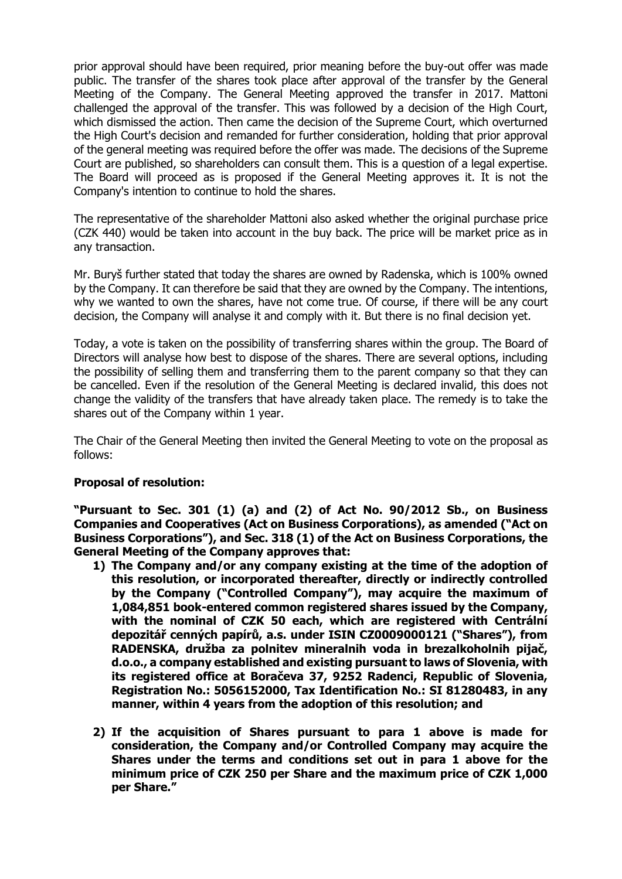prior approval should have been required, prior meaning before the buy-out offer was made public. The transfer of the shares took place after approval of the transfer by the General Meeting of the Company. The General Meeting approved the transfer in 2017. Mattoni challenged the approval of the transfer. This was followed by a decision of the High Court, which dismissed the action. Then came the decision of the Supreme Court, which overturned the High Court's decision and remanded for further consideration, holding that prior approval of the general meeting was required before the offer was made. The decisions of the Supreme Court are published, so shareholders can consult them. This is a question of a legal expertise. The Board will proceed as is proposed if the General Meeting approves it. It is not the Company's intention to continue to hold the shares.

The representative of the shareholder Mattoni also asked whether the original purchase price (CZK 440) would be taken into account in the buy back. The price will be market price as in any transaction.

Mr. Buryš further stated that today the shares are owned by Radenska, which is 100% owned by the Company. It can therefore be said that they are owned by the Company. The intentions, why we wanted to own the shares, have not come true. Of course, if there will be any court decision, the Company will analyse it and comply with it. But there is no final decision yet.

Today, a vote is taken on the possibility of transferring shares within the group. The Board of Directors will analyse how best to dispose of the shares. There are several options, including the possibility of selling them and transferring them to the parent company so that they can be cancelled. Even if the resolution of the General Meeting is declared invalid, this does not change the validity of the transfers that have already taken place. The remedy is to take the shares out of the Company within 1 year.

The Chair of the General Meeting then invited the General Meeting to vote on the proposal as follows:

**Proposal of resolution:**

**"Pursuant to Sec. 301 (1) (a) and (2) of Act No. 90/2012 Sb., on Business Companies and Cooperatives (Act on Business Corporations), as amended ("Act on Business Corporations"), and Sec. 318 (1) of the Act on Business Corporations, the General Meeting of the Company approves that:**

1) **The Company and/or any company existing at the time of the adoption of this resolution, or incorporated thereafter, directly or indirectly controlled by the Company ("Controlled Company"), may acquire the maximum of 1,084,851 book-entered common registered shares issued by the Company, with the nominal of CZK 50 each, which are registered with Centrální depozitář cenných papírů, a.s. under ISIN CZ0009000121 ("Shares"), from RADENSKA, družba za polnitev mineralnih voda in brezalkoholnih pijač, d.o.o., a company established and existing pursuant to laws of Slovenia, with its registered office at Boračeva 37, 9252 Radenci, Republic of Slovenia, Registration No.: 5056152000, Tax Identification No.: SI 81280483, in any manner, within 4 years from the adoption of this resolution; and**

2) **If the acquisition of Shares pursuant to para 1 above is made for consideration, the Company and/or Controlled Company may acquire the Shares under the terms and conditions set out in para 1 above for the minimum price of CZK 250 per Share and the maximum price of CZK 1,000 per Share."**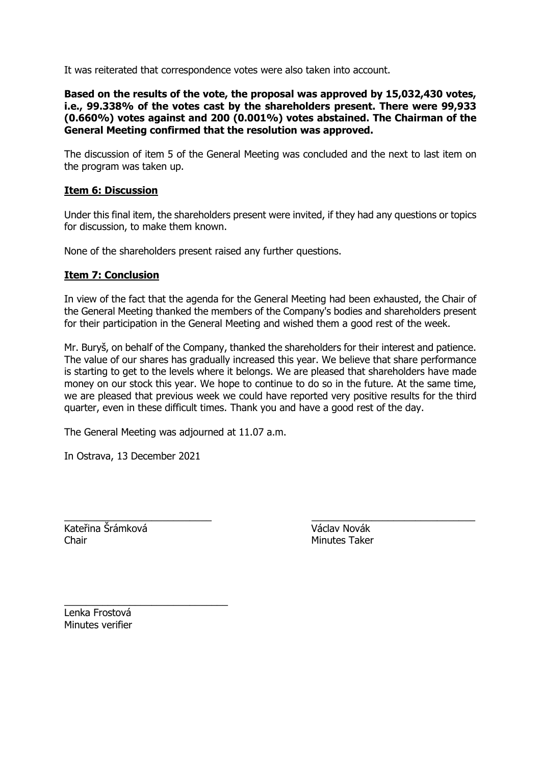It was reiterated that correspondence votes were also taken into account.

**Based on the results of the vote, the proposal was approved by 15,032,430 votes, i.e., 99.338% of the votes cast by the shareholders present. There were 99,933 (0.660%) votes against and 200 (0.001%) votes abstained. The Chairman of the General Meeting confirmed that the resolution was approved.**

The discussion of item 5 of the General Meeting was concluded and the next to last item on the program was taken up.

## Item 6: Discussion

Under this final item, the shareholders present were invited, if they had any questions or topics for discussion, to make them known.

None of the shareholders present raised any further questions.

## Item 7: Conclusion

In view of the fact that the agenda for the General Meeting had been exhausted, the Chair of the General Meeting thanked the members of the Company's bodies and shareholders present for their participation in the General Meeting and wished them a good rest of the week.

Mr. Buryš, on behalf of the Company, thanked the shareholders for their interest and patience. The value of our shares has gradually increased this year. We believe that share performance is starting to get to the levels where it belongs. We are pleased that shareholders have made money on our stock this year. We hope to continue to do so in the future. At the same time, we are pleased that previous week we could have reported very positive results for the third quarter, even in these difficult times. Thank you and have a good rest of the day.

The General Meeting was adjourned at 11.07 a.m.

In Ostrava, 13 December 2021

\_\_\_\_\_\_\_\_\_\_\_\_\_\_\_\_\_\_\_\_\_\_\_\_\_\_\_\_
Kateřina Šrámková
Chair

\_\_\_\_\_\_\_\_\_\_\_\_\_\_\_\_\_\_\_\_\_\_\_\_\_\_\_\_
Václav Novák
Minutes Taker

\_\_\_\_\_\_\_\_\_\_\_\_\_\_\_\_\_\_\_\_\_\_\_\_\_\_\_\_
Lenka Frostová
Minutes verifier